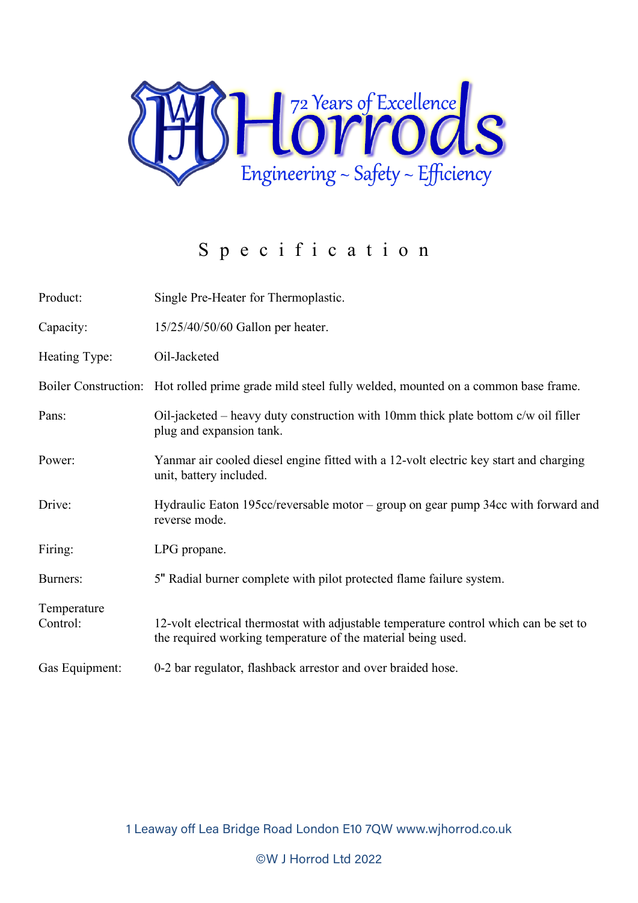72 Years of Excellence

**Horrods**

Engineering ~ Safety ~ Efficiency

# S p e c i f i c a t i o n

| | |
|---|---|
| Product: | Single Pre-Heater for Thermoplastic. |
| Capacity: | 15/25/40/50/60 Gallon per heater. |
| Heating Type: | Oil-Jacketed |
| Boiler Construction: | Hot rolled prime grade mild steel fully welded, mounted on a common base frame. |
| Pans: | Oil-jacketed – heavy duty construction with 10mm thick plate bottom c/w oil filler plug and expansion tank. |
| Power: | Yanmar air cooled diesel engine fitted with a 12-volt electric key start and charging unit, battery included. |
| Drive: | Hydraulic Eaton 195cc/reversable motor – group on gear pump 34cc with forward and reverse mode. |
| Firing: | LPG propane. |
| Burners: | 5" Radial burner complete with pilot protected flame failure system. |
| Temperature Control: | 12-volt electrical thermostat with adjustable temperature control which can be set to the required working temperature of the material being used. |
| Gas Equipment: | 0-2 bar regulator, flashback arrestor and over braided hose. |

1 Leaway off Lea Bridge Road London E10 7QW www.wjhorrod.co.uk

©W J Horrod Ltd 2022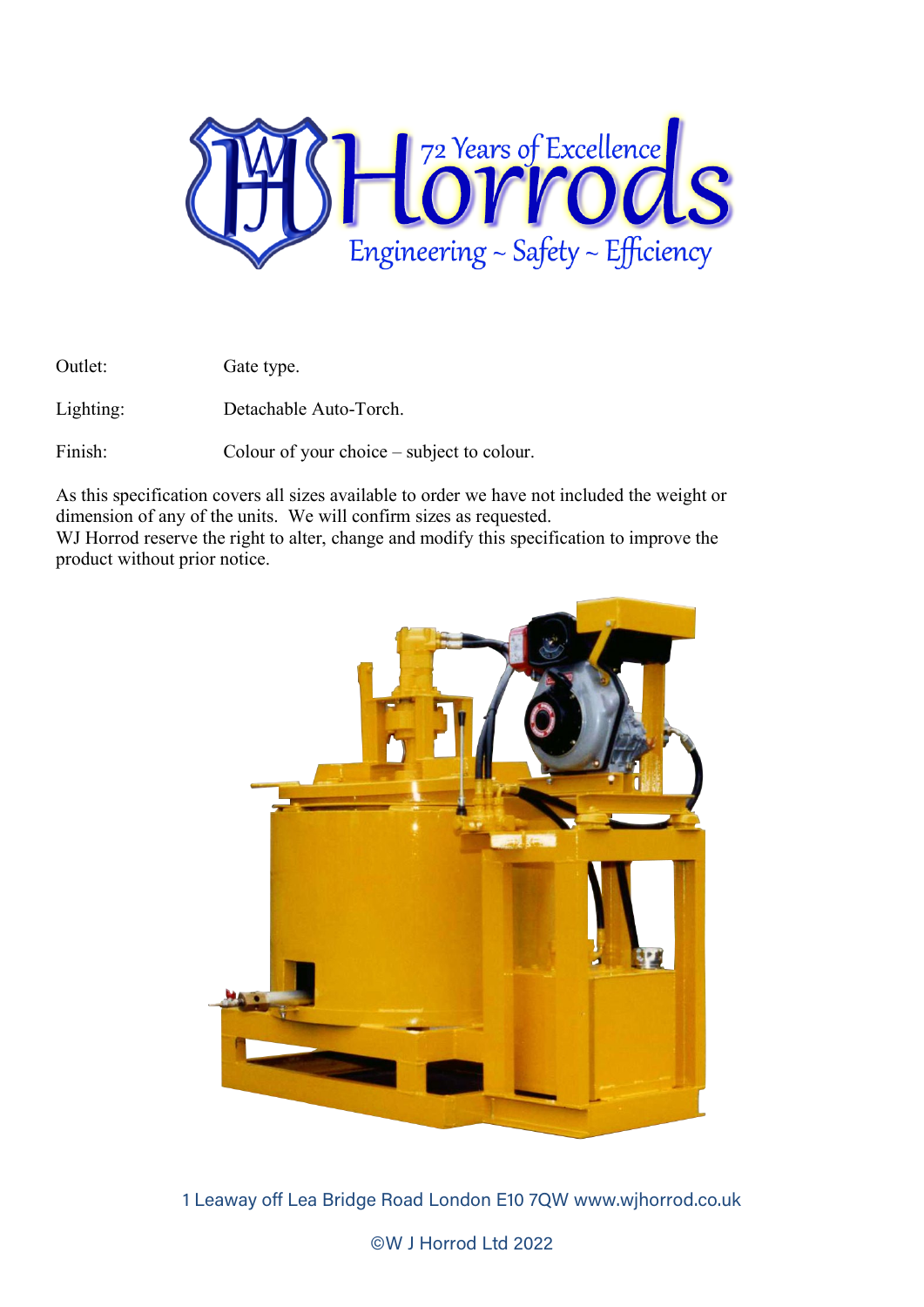| | |
|---|---|
| Outlet: | Gate type. |
| Lighting: | Detachable Auto-Torch. |
| Finish: | Colour of your choice – subject to colour. |

As this specification covers all sizes available to order we have not included the weight or dimension of any of the units. We will confirm sizes as requested.
WJ Horrod reserve the right to alter, change and modify this specification to improve the product without prior notice.

1 Leaway off Lea Bridge Road London E10 7QW www.wjhorrod.co.uk

©W J Horrod Ltd 2022